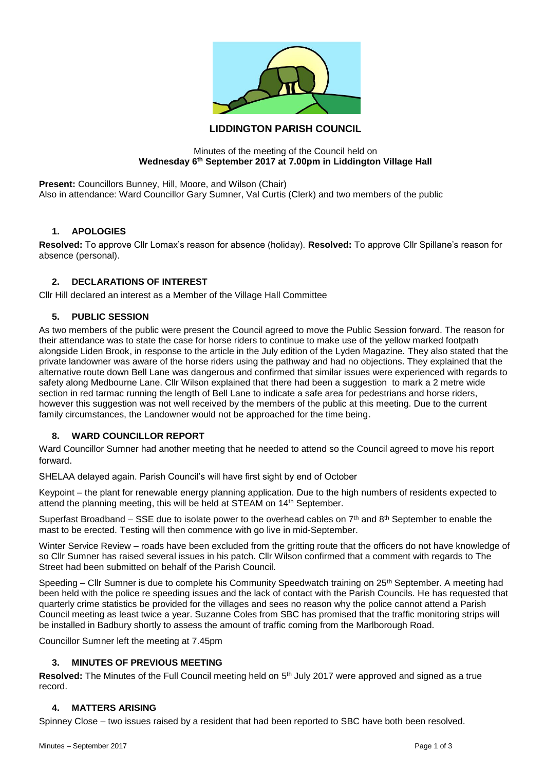# LIDDINGTON PARISH COUNCIL

Minutes of the meeting of the Council held on
**Wednesday 6th September 2017 at 7.00pm in Liddington Village Hall**

**Present:** Councillors Bunney, Hill, Moore, and Wilson (Chair)
Also in attendance: Ward Councillor Gary Sumner, Val Curtis (Clerk) and two members of the public

## 1. APOLOGIES

**Resolved:** To approve Cllr Lomax's reason for absence (holiday). **Resolved:** To approve Cllr Spillane's reason for absence (personal).

## 2. DECLARATIONS OF INTEREST

Cllr Hill declared an interest as a Member of the Village Hall Committee

## 5. PUBLIC SESSION

As two members of the public were present the Council agreed to move the Public Session forward. The reason for their attendance was to state the case for horse riders to continue to make use of the yellow marked footpath alongside Liden Brook, in response to the article in the July edition of the Lyden Magazine. They also stated that the private landowner was aware of the horse riders using the pathway and had no objections. They explained that the alternative route down Bell Lane was dangerous and confirmed that similar issues were experienced with regards to safety along Medbourne Lane. Cllr Wilson explained that there had been a suggestion to mark a 2 metre wide section in red tarmac running the length of Bell Lane to indicate a safe area for pedestrians and horse riders, however this suggestion was not well received by the members of the public at this meeting. Due to the current family circumstances, the Landowner would not be approached for the time being.

## 8. WARD COUNCILLOR REPORT

Ward Councillor Sumner had another meeting that he needed to attend so the Council agreed to move his report forward.

SHELAA delayed again. Parish Council's will have first sight by end of October

Keypoint – the plant for renewable energy planning application. Due to the high numbers of residents expected to attend the planning meeting, this will be held at STEAM on 14th September.

Superfast Broadband – SSE due to isolate power to the overhead cables on 7th and 8th September to enable the mast to be erected. Testing will then commence with go live in mid-September.

Winter Service Review – roads have been excluded from the gritting route that the officers do not have knowledge of so Cllr Sumner has raised several issues in his patch. Cllr Wilson confirmed that a comment with regards to The Street had been submitted on behalf of the Parish Council.

Speeding – Cllr Sumner is due to complete his Community Speedwatch training on 25th September. A meeting had been held with the police re speeding issues and the lack of contact with the Parish Councils. He has requested that quarterly crime statistics be provided for the villages and sees no reason why the police cannot attend a Parish Council meeting as least twice a year. Suzanne Coles from SBC has promised that the traffic monitoring strips will be installed in Badbury shortly to assess the amount of traffic coming from the Marlborough Road.

Councillor Sumner left the meeting at 7.45pm

## 3. MINUTES OF PREVIOUS MEETING

**Resolved:** The Minutes of the Full Council meeting held on 5th July 2017 were approved and signed as a true record.

## 4. MATTERS ARISING

Spinney Close – two issues raised by a resident that had been reported to SBC have both been resolved.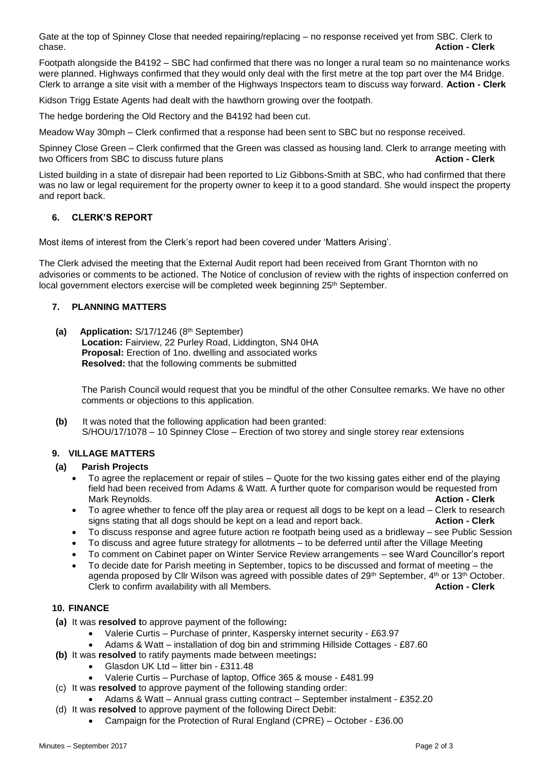Gate at the top of Spinney Close that needed repairing/replacing – no response received yet from SBC. Clerk to chase. **Action - Clerk**

Footpath alongside the B4192 – SBC had confirmed that there was no longer a rural team so no maintenance works were planned. Highways confirmed that they would only deal with the first metre at the top part over the M4 Bridge. Clerk to arrange a site visit with a member of the Highways Inspectors team to discuss way forward. **Action - Clerk**

Kidson Trigg Estate Agents had dealt with the hawthorn growing over the footpath.

The hedge bordering the Old Rectory and the B4192 had been cut.

Meadow Way 30mph – Clerk confirmed that a response had been sent to SBC but no response received.

Spinney Close Green – Clerk confirmed that the Green was classed as housing land. Clerk to arrange meeting with two Officers from SBC to discuss future plans **Action - Clerk**

Listed building in a state of disrepair had been reported to Liz Gibbons-Smith at SBC, who had confirmed that there was no law or legal requirement for the property owner to keep it to a good standard. She would inspect the property and report back.

### 6. CLERK'S REPORT

Most items of interest from the Clerk's report had been covered under 'Matters Arising'.

The Clerk advised the meeting that the External Audit report had been received from Grant Thornton with no advisories or comments to be actioned. The Notice of conclusion of review with the rights of inspection conferred on local government electors exercise will be completed week beginning 25th September.

### 7. PLANNING MATTERS

**(a)** **Application:** S/17/1246 (8th September)
**Location:** Fairview, 22 Purley Road, Liddington, SN4 0HA
**Proposal:** Erection of 1no. dwelling and associated works
**Resolved:** that the following comments be submitted

The Parish Council would request that you be mindful of the other Consultee remarks. We have no other comments or objections to this application.

**(b)** It was noted that the following application had been granted:
S/HOU/17/1078 – 10 Spinney Close – Erection of two storey and single storey rear extensions

### 9. VILLAGE MATTERS

**(a) Parish Projects**

- To agree the replacement or repair of stiles – Quote for the two kissing gates either end of the playing field had been received from Adams & Watt. A further quote for comparison would be requested from Mark Reynolds. **Action - Clerk**
- To agree whether to fence off the play area or request all dogs to be kept on a lead – Clerk to research signs stating that all dogs should be kept on a lead and report back. **Action - Clerk**
- To discuss response and agree future action re footpath being used as a bridleway – see Public Session
- To discuss and agree future strategy for allotments – to be deferred until after the Village Meeting
- To comment on Cabinet paper on Winter Service Review arrangements – see Ward Councillor's report
- To decide date for Parish meeting in September, topics to be discussed and format of meeting – the agenda proposed by Cllr Wilson was agreed with possible dates of 29th September, 4th or 13th October. Clerk to confirm availability with all Members. **Action - Clerk**

### 10. FINANCE

**(a)** It was **resolved** to approve payment of the following**:**
- Valerie Curtis – Purchase of printer, Kaspersky internet security - £63.97
- Adams & Watt – installation of dog bin and strimming Hillside Cottages - £87.60

**(b)** It was **resolved** to ratify payments made between meetings**:**
- Glasdon UK Ltd – litter bin - £311.48
- Valerie Curtis – Purchase of laptop, Office 365 & mouse - £481.99

(c) It was **resolved** to approve payment of the following standing order:
- Adams & Watt – Annual grass cutting contract – September instalment - £352.20

(d) It was **resolved** to approve payment of the following Direct Debit:
- Campaign for the Protection of Rural England (CPRE) – October - £36.00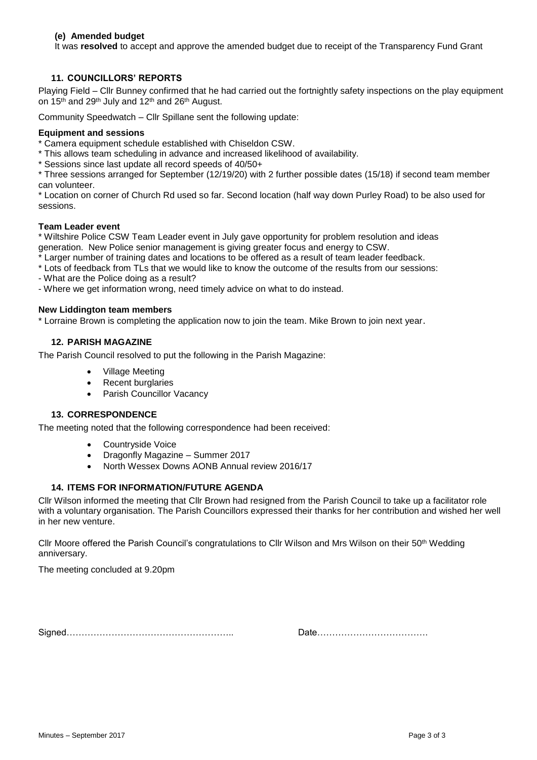**(e) Amended budget**

It was **resolved** to accept and approve the amended budget due to receipt of the Transparency Fund Grant

## 11. COUNCILLORS' REPORTS

Playing Field – Cllr Bunney confirmed that he had carried out the fortnightly safety inspections on the play equipment on 15th and 29th July and 12th and 26th August.

Community Speedwatch – Cllr Spillane sent the following update:

**Equipment and sessions**

* Camera equipment schedule established with Chiseldon CSW.
* This allows team scheduling in advance and increased likelihood of availability.
* Sessions since last update all record speeds of 40/50+
* Three sessions arranged for September (12/19/20) with 2 further possible dates (15/18) if second team member can volunteer.
* Location on corner of Church Rd used so far. Second location (half way down Purley Road) to be also used for sessions.

**Team Leader event**

* Wiltshire Police CSW Team Leader event in July gave opportunity for problem resolution and ideas generation. New Police senior management is giving greater focus and energy to CSW.
* Larger number of training dates and locations to be offered as a result of team leader feedback.
* Lots of feedback from TLs that we would like to know the outcome of the results from our sessions:
- What are the Police doing as a result?
- Where we get information wrong, need timely advice on what to do instead.

**New Liddington team members**

* Lorraine Brown is completing the application now to join the team. Mike Brown to join next year.

## 12. PARISH MAGAZINE

The Parish Council resolved to put the following in the Parish Magazine:

- Village Meeting
- Recent burglaries
- Parish Councillor Vacancy

## 13. CORRESPONDENCE

The meeting noted that the following correspondence had been received:

- Countryside Voice
- Dragonfly Magazine – Summer 2017
- North Wessex Downs AONB Annual review 2016/17

## 14. ITEMS FOR INFORMATION/FUTURE AGENDA

Cllr Wilson informed the meeting that Cllr Brown had resigned from the Parish Council to take up a facilitator role with a voluntary organisation. The Parish Councillors expressed their thanks for her contribution and wished her well in her new venture.

Cllr Moore offered the Parish Council's congratulations to Cllr Wilson and Mrs Wilson on their 50th Wedding anniversary.

The meeting concluded at 9.20pm

Signed……………………………………………….. Date……………………………….